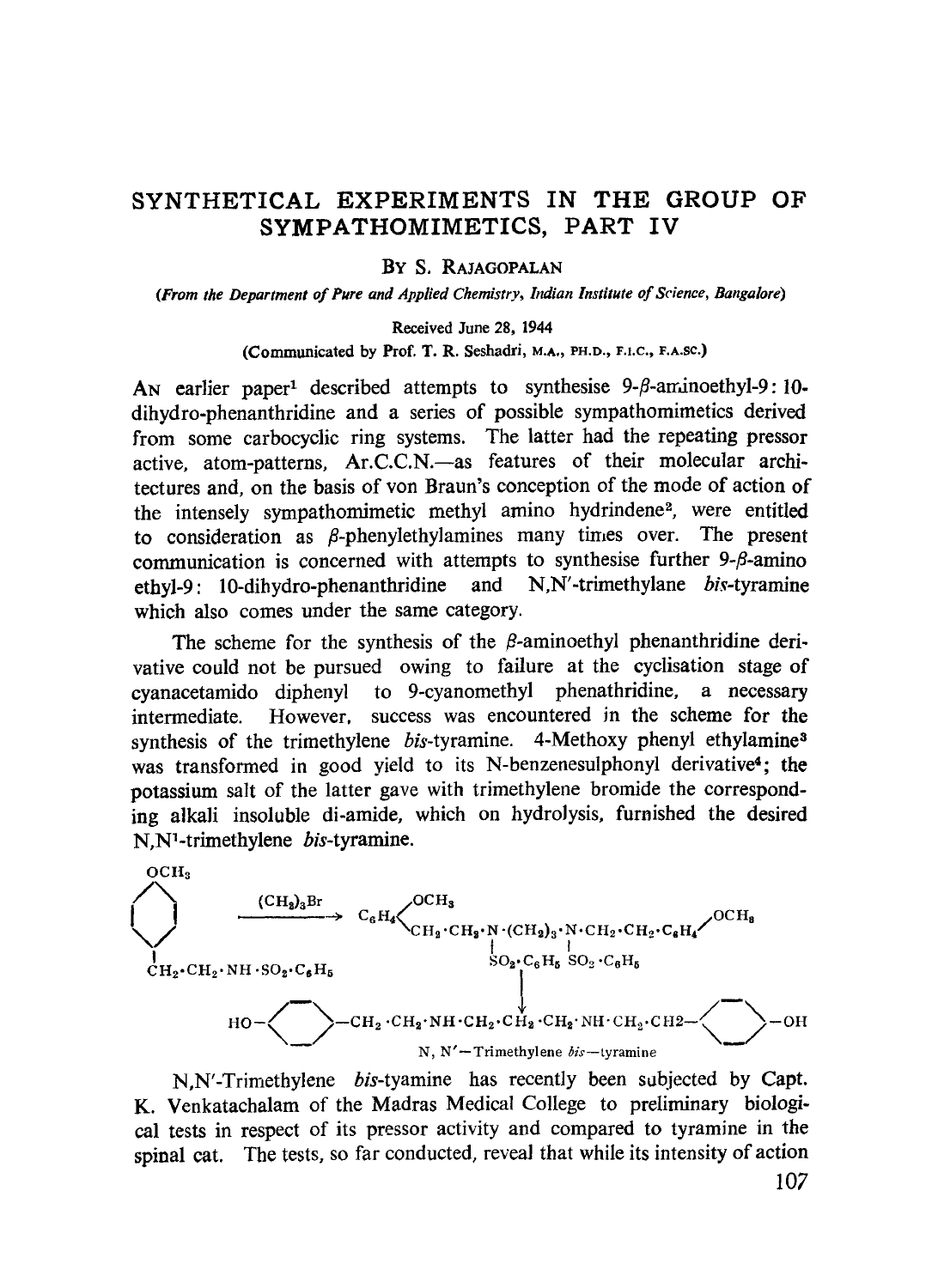# SYNTHETICAL EXPERIMENTS IN THE GROUP OF SYMPATHOMIMETICS, PART IV

By S. Rajagopalan

*(From the Department of Pure and Applied Chemistry, Indian Institute of Science, Bangalore)*

Received June 28, 1944

(Communicated by Prof. T. R. Seshadri, M.A., PH.D., F.I.C., F.A.SC.)

An earlier paper[1] described attempts to synthesise 9-$\beta$-aminoethyl-9: 10-dihydro-phenanthridine and a series of possible sympathomimetics derived from some carbocyclic ring systems. The latter had the repeating pressor active, atom-patterns, Ar.C.C.N.—as features of their molecular architectures and, on the basis of von Braun's conception of the mode of action of the intensely sympathomimetic methyl amino hydrindene[2], were entitled to consideration as $\beta$-phenylethylamines many times over. The present communication is concerned with attempts to synthesise further 9-$\beta$-amino ethyl-9: 10-dihydro-phenanthridine and N,N'-trimethylane *bis*-tyramine which also comes under the same category.

The scheme for the synthesis of the $\beta$-aminoethyl phenanthridine derivative could not be pursued owing to failure at the cyclisation stage of cyanacetamido diphenyl to 9-cyanomethyl phenathridine, a necessary intermediate. However, success was encountered in the scheme for the synthesis of the trimethylene *bis*-tyramine. 4-Methoxy phenyl ethylamine[3] was transformed in good yield to its N-benzenesulphonyl derivative[4]; the potassium salt of the latter gave with trimethylene bromide the corresponding alkali insoluble di-amide, which on hydrolysis, furnished the desired N,N[1]-trimethylene *bis*-tyramine.

$$CH_3O \cdot C_6H_4 \cdot CH_2 \cdot CH_2 \cdot NH \cdot SO_2 \cdot C_6H_5 \xrightarrow{(CH_2)_3Br} CH_3O \cdot C_6H_4 \cdot CH_2 \cdot CH_2 \cdot N(SO_2 \cdot C_6H_5) \cdot (CH_2)_3 \cdot N(SO_2 \cdot C_6H_5) \cdot CH_2 \cdot CH_2 \cdot C_6H_4 \cdot OCH_3$$

$$\downarrow$$

$$HO-C_6H_4-CH_2 \cdot CH_2 \cdot NH \cdot CH_2 \cdot CH_2 \cdot CH_2 \cdot NH \cdot CH_2 \cdot CH_2-C_6H_4-OH$$

N, N'—Trimethylene *bis*—tyramine

N,N'-Trimethylene *bis*-tyamine has recently been subjected by Capt. K. Venkatachalam of the Madras Medical College to preliminary biological tests in respect of its pressor activity and compared to tyramine in the spinal cat. The tests, so far conducted, reveal that while its intensity of action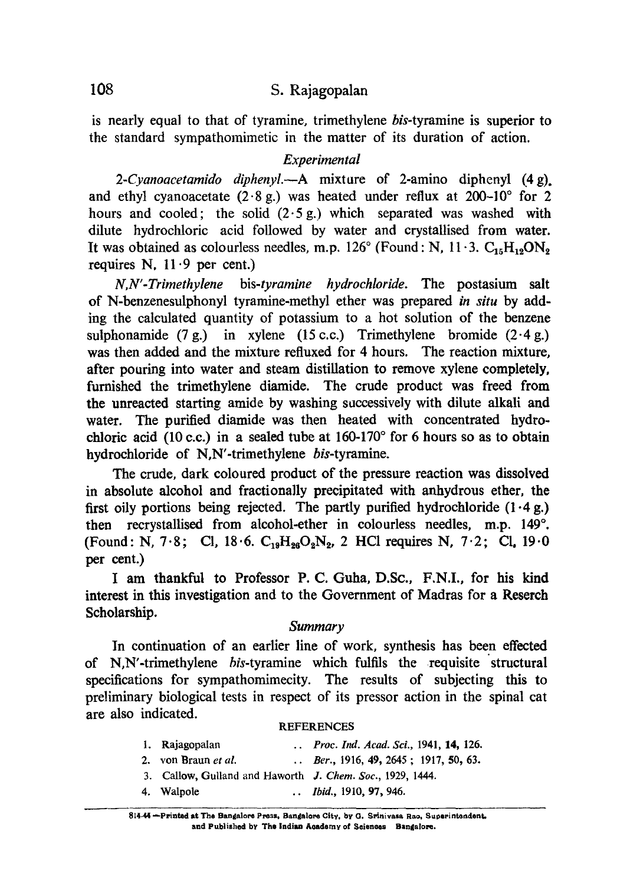is nearly equal to that of tyramine, trimethylene *bis*-tyramine is superior to the standard sympathomimetic in the matter of its duration of action.

### *Experimental*

*2-Cyanoacetamido diphenyl.*—A mixture of 2-amino diphenyl (4 g). and ethyl cyanoacetate (2·8 g.) was heated under reflux at 200–10° for 2 hours and cooled; the solid (2·5 g.) which separated was washed with dilute hydrochloric acid followed by water and crystallised from water. It was obtained as colourless needles, m.p. 126° (Found: N, 11·3. $C_{15}H_{12}ON_2$ requires N, 11·9 per cent.)

*N,N'-Trimethylene* bis-*tyramine hydrochloride*. The postasium salt of N-benzenesulphonyl tyramine-methyl ether was prepared *in situ* by adding the calculated quantity of potassium to a hot solution of the benzene sulphonamide (7 g.) in xylene (15 c.c.) Trimethylene bromide (2·4 g.) was then added and the mixture refluxed for 4 hours. The reaction mixture, after pouring into water and steam distillation to remove xylene completely, furnished the trimethylene diamide. The crude product was freed from the unreacted starting amide by washing successively with dilute alkali and water. The purified diamide was then heated with concentrated hydrochloric acid (10 c.c.) in a sealed tube at 160-170° for 6 hours so as to obtain hydrochloride of N,N'-trimethylene *bis*-tyramine.

The crude, dark coloured product of the pressure reaction was dissolved in absolute alcohol and fractionally precipitated with anhydrous ether, the first oily portions being rejected. The partly purified hydrochloride (1·4 g.) then recrystallised from alcohol-ether in colourless needles, m.p. 149°. (Found: N, 7·8; Cl, 18·6. $C_{19}H_{26}O_2N_2$, 2 HCl requires N, 7·2; Cl, 19·0 per cent.)

I am thankful to Professor P. C. Guha, D.Sc., F.N.I., for his kind interest in this investigation and to the Government of Madras for a Reserch Scholarship.

### *Summary*

In continuation of an earlier line of work, synthesis has been effected of N,N'-trimethylene *bis*-tyramine which fulfils the requisite structural specifications for sympathomimecity. The results of subjecting this to preliminary biological tests in respect of its pressor action in the spinal cat are also indicated.

### REFERENCES

1. Rajagopalan .. *Proc. Ind. Acad. Sci.*, 1941, **14**, 126.
2. von Braun *et al.* .. *Ber.*, 1916, **49**, 2645; 1917, **50**, 63.
3. Callow, Gulland and Haworth *J. Chem. Soc.*, 1929, 1444.
4. Walpole .. *Ibid.*, 1910, **97**, 946.

814-44—Printed at The Bangalore Press, Bangalore City, by G. Srinivasa Rao, Superintendent and Published by The Indian Academy of Sciences Bangalore.